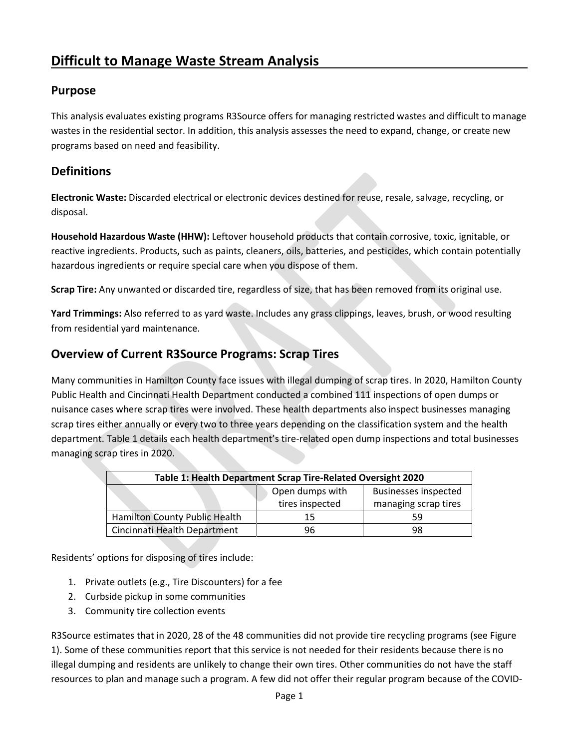# Difficult to Manage Waste Stream Analysis

## Purpose

This analysis evaluates existing programs R3Source offers for managing restricted wastes and difficult to manage wastes in the residential sector. In addition, this analysis assesses the need to expand, change, or create new programs based on need and feasibility.

## Definitions

**Electronic Waste:** Discarded electrical or electronic devices destined for reuse, resale, salvage, recycling, or disposal.

**Household Hazardous Waste (HHW):** Leftover household products that contain corrosive, toxic, ignitable, or reactive ingredients. Products, such as paints, cleaners, oils, batteries, and pesticides, which contain potentially hazardous ingredients or require special care when you dispose of them.

**Scrap Tire:** Any unwanted or discarded tire, regardless of size, that has been removed from its original use.

**Yard Trimmings:** Also referred to as yard waste. Includes any grass clippings, leaves, brush, or wood resulting from residential yard maintenance.

## Overview of Current R3Source Programs: Scrap Tires

Many communities in Hamilton County face issues with illegal dumping of scrap tires. In 2020, Hamilton County Public Health and Cincinnati Health Department conducted a combined 111 inspections of open dumps or nuisance cases where scrap tires were involved. These health departments also inspect businesses managing scrap tires either annually or every two to three years depending on the classification system and the health department. Table 1 details each health department's tire-related open dump inspections and total businesses managing scrap tires in 2020.

| Table 1: Health Department Scrap Tire-Related Oversight 2020 | | |
|---|---|---|
| | Open dumps with tires inspected | Businesses inspected managing scrap tires |
| Hamilton County Public Health | 15 | 59 |
| Cincinnati Health Department | 96 | 98 |

Residents' options for disposing of tires include:

1. Private outlets (e.g., Tire Discounters) for a fee
2. Curbside pickup in some communities
3. Community tire collection events

R3Source estimates that in 2020, 28 of the 48 communities did not provide tire recycling programs (see Figure 1). Some of these communities report that this service is not needed for their residents because there is no illegal dumping and residents are unlikely to change their own tires. Other communities do not have the staff resources to plan and manage such a program. A few did not offer their regular program because of the COVID-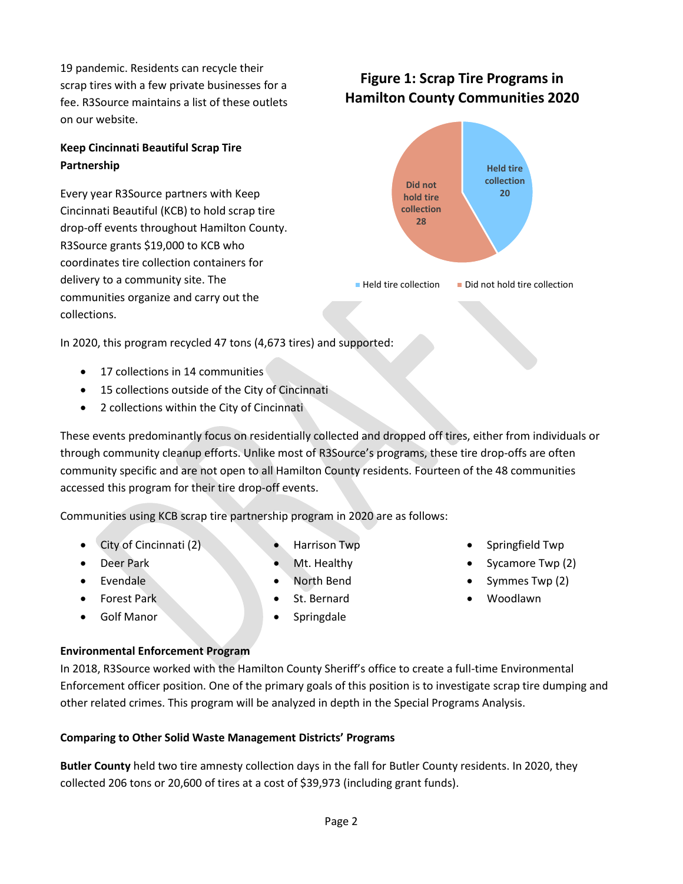19 pandemic. Residents can recycle their scrap tires with a few private businesses for a fee. R3Source maintains a list of these outlets on our website.

**Figure 1: Scrap Tire Programs in Hamilton County Communities 2020**

Held tire collection 20

Did not hold tire collection 28

**Keep Cincinnati Beautiful Scrap Tire Partnership**

Every year R3Source partners with Keep Cincinnati Beautiful (KCB) to hold scrap tire drop-off events throughout Hamilton County. R3Source grants $19,000 to KCB who coordinates tire collection containers for delivery to a community site. The communities organize and carry out the collections.

In 2020, this program recycled 47 tons (4,673 tires) and supported:

- 17 collections in 14 communities
- 15 collections outside of the City of Cincinnati
- 2 collections within the City of Cincinnati

These events predominantly focus on residentially collected and dropped off tires, either from individuals or through community cleanup efforts. Unlike most of R3Source's programs, these tire drop-offs are often community specific and are not open to all Hamilton County residents. Fourteen of the 48 communities accessed this program for their tire drop-off events.

Communities using KCB scrap tire partnership program in 2020 are as follows:

- City of Cincinnati (2)
- Deer Park
- Evendale
- Forest Park
- Golf Manor
- Harrison Twp
- Mt. Healthy
- North Bend
- St. Bernard
- Springdale
- Springfield Twp
- Sycamore Twp (2)
- Symmes Twp (2)
- Woodlawn

**Environmental Enforcement Program**

In 2018, R3Source worked with the Hamilton County Sheriff's office to create a full-time Environmental Enforcement officer position. One of the primary goals of this position is to investigate scrap tire dumping and other related crimes. This program will be analyzed in depth in the Special Programs Analysis.

**Comparing to Other Solid Waste Management Districts' Programs**

**Butler County** held two tire amnesty collection days in the fall for Butler County residents. In 2020, they collected 206 tons or 20,600 of tires at a cost of $39,973 (including grant funds).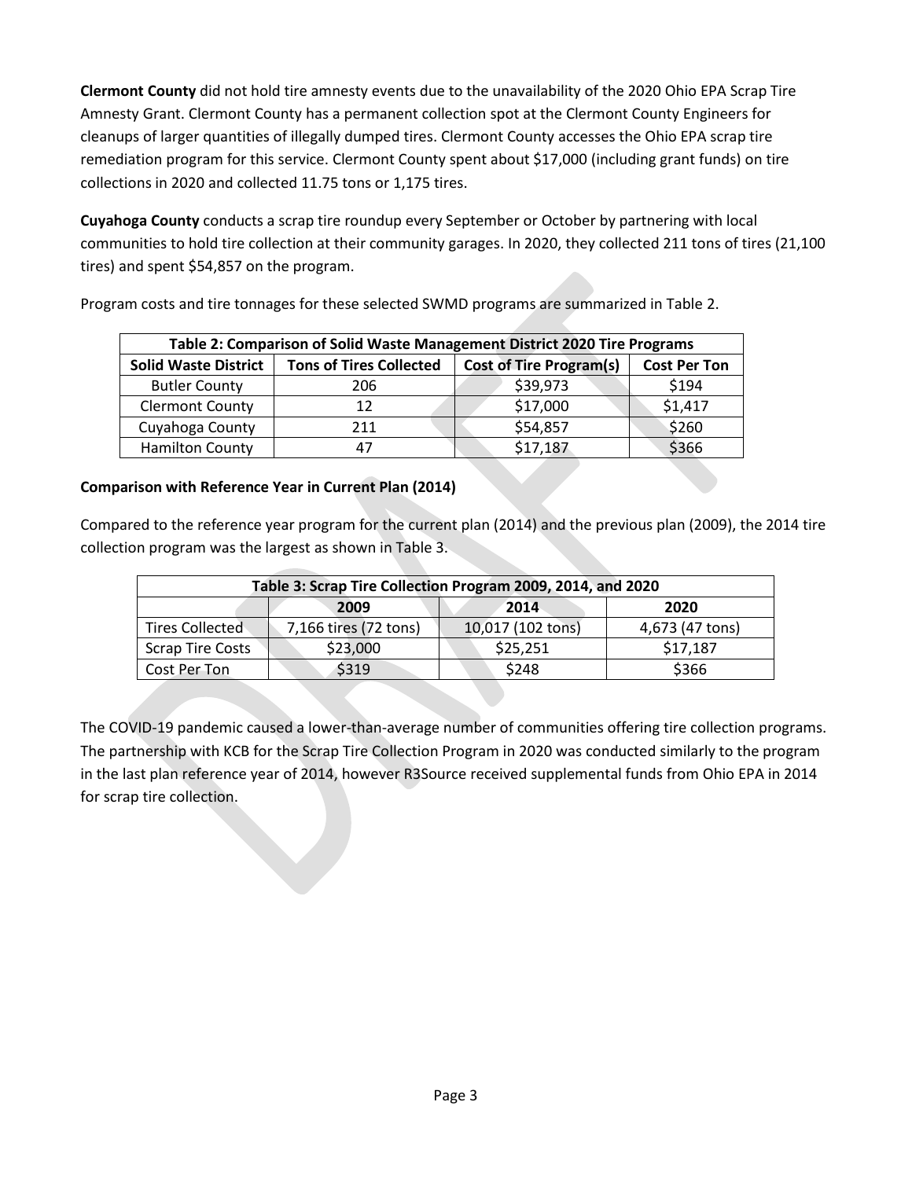**Clermont County** did not hold tire amnesty events due to the unavailability of the 2020 Ohio EPA Scrap Tire Amnesty Grant. Clermont County has a permanent collection spot at the Clermont County Engineers for cleanups of larger quantities of illegally dumped tires. Clermont County accesses the Ohio EPA scrap tire remediation program for this service. Clermont County spent about $17,000 (including grant funds) on tire collections in 2020 and collected 11.75 tons or 1,175 tires.

**Cuyahoga County** conducts a scrap tire roundup every September or October by partnering with local communities to hold tire collection at their community garages. In 2020, they collected 211 tons of tires (21,100 tires) and spent $54,857 on the program.

Program costs and tire tonnages for these selected SWMD programs are summarized in Table 2.

| Table 2: Comparison of Solid Waste Management District 2020 Tire Programs | | | |
|---|---|---|---|
| **Solid Waste District** | **Tons of Tires Collected** | **Cost of Tire Program(s)** | **Cost Per Ton** |
| Butler County | 206 | $39,973 | $194 |
| Clermont County | 12 | $17,000 | $1,417 |
| Cuyahoga County | 211 | $54,857 | $260 |
| Hamilton County | 47 | $17,187 | $366 |

**Comparison with Reference Year in Current Plan (2014)**

Compared to the reference year program for the current plan (2014) and the previous plan (2009), the 2014 tire collection program was the largest as shown in Table 3.

| Table 3: Scrap Tire Collection Program 2009, 2014, and 2020 | | | |
|---|---|---|---|
| | **2009** | **2014** | **2020** |
| Tires Collected | 7,166 tires (72 tons) | 10,017 (102 tons) | 4,673 (47 tons) |
| Scrap Tire Costs | $23,000 | $25,251 | $17,187 |
| Cost Per Ton | $319 | $248 | $366 |

The COVID-19 pandemic caused a lower-than-average number of communities offering tire collection programs. The partnership with KCB for the Scrap Tire Collection Program in 2020 was conducted similarly to the program in the last plan reference year of 2014, however R3Source received supplemental funds from Ohio EPA in 2014 for scrap tire collection.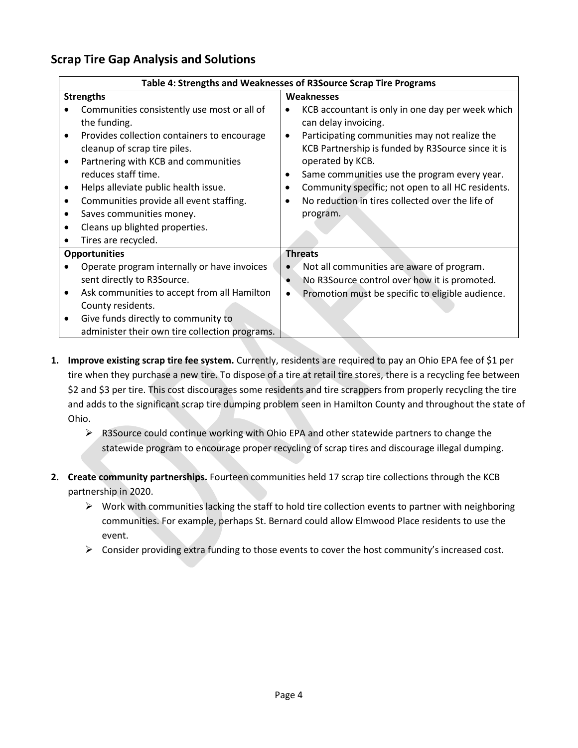## Scrap Tire Gap Analysis and Solutions

| Table 4: Strengths and Weaknesses of R3Source Scrap Tire Programs | |
|---|---|
| **Strengths** | **Weaknesses** |
| • Communities consistently use most or all of the funding.<br>• Provides collection containers to encourage cleanup of scrap tire piles.<br>• Partnering with KCB and communities reduces staff time.<br>• Helps alleviate public health issue.<br>• Communities provide all event staffing.<br>• Saves communities money.<br>• Cleans up blighted properties.<br>• Tires are recycled. | • KCB accountant is only in one day per week which can delay invoicing.<br>• Participating communities may not realize the KCB Partnership is funded by R3Source since it is operated by KCB.<br>• Same communities use the program every year.<br>• Community specific; not open to all HC residents.<br>• No reduction in tires collected over the life of program. |
| **Opportunities** | **Threats** |
| • Operate program internally or have invoices sent directly to R3Source.<br>• Ask communities to accept from all Hamilton County residents.<br>• Give funds directly to community to administer their own tire collection programs. | • Not all communities are aware of program.<br>• No R3Source control over how it is promoted.<br>• Promotion must be specific to eligible audience. |

1. **Improve existing scrap tire fee system.** Currently, residents are required to pay an Ohio EPA fee of $1 per tire when they purchase a new tire. To dispose of a tire at retail tire stores, there is a recycling fee between $2 and $3 per tire. This cost discourages some residents and tire scrappers from properly recycling the tire and adds to the significant scrap tire dumping problem seen in Hamilton County and throughout the state of Ohio.
   - R3Source could continue working with Ohio EPA and other statewide partners to change the statewide program to encourage proper recycling of scrap tires and discourage illegal dumping.

2. **Create community partnerships.** Fourteen communities held 17 scrap tire collections through the KCB partnership in 2020.
   - Work with communities lacking the staff to hold tire collection events to partner with neighboring communities. For example, perhaps St. Bernard could allow Elmwood Place residents to use the event.
   - Consider providing extra funding to those events to cover the host community's increased cost.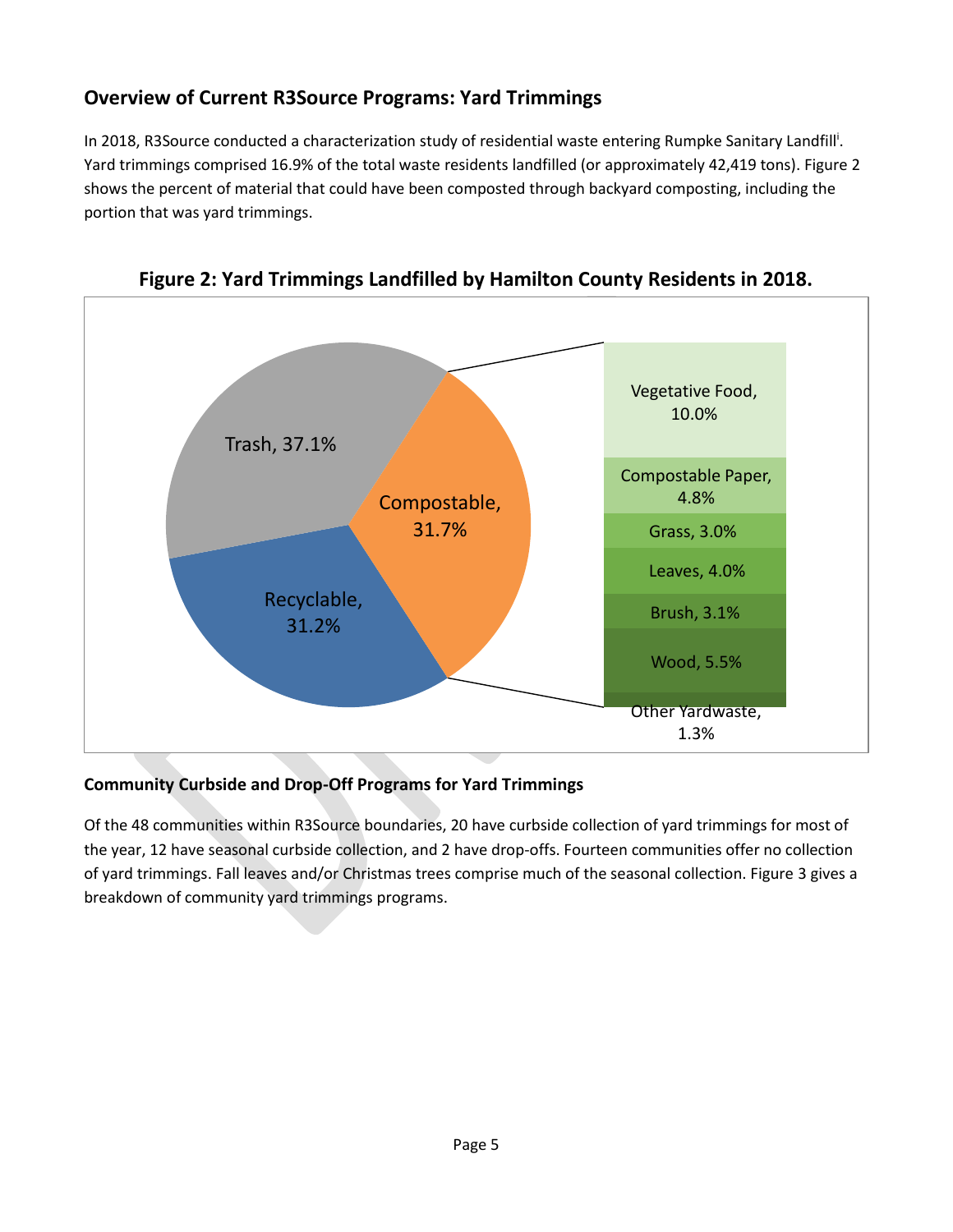## Overview of Current R3Source Programs: Yard Trimmings

In 2018, R3Source conducted a characterization study of residential waste entering Rumpke Sanitary Landfill[i]. Yard trimmings comprised 16.9% of the total waste residents landfilled (or approximately 42,419 tons). Figure 2 shows the percent of material that could have been composted through backyard composting, including the portion that was yard trimmings.

**Figure 2: Yard Trimmings Landfilled by Hamilton County Residents in 2018.**

| Category | Percent |
| --- | --- |
| Trash | 37.1% |
| Compostable | 31.7% |
| Recyclable | 31.2% |

| Compostable breakdown | Percent |
| --- | --- |
| Vegetative Food | 10.0% |
| Compostable Paper | 4.8% |
| Grass | 3.0% |
| Leaves | 4.0% |
| Brush | 3.1% |
| Wood | 5.5% |
| Other Yardwaste | 1.3% |

### Community Curbside and Drop-Off Programs for Yard Trimmings

Of the 48 communities within R3Source boundaries, 20 have curbside collection of yard trimmings for most of the year, 12 have seasonal curbside collection, and 2 have drop-offs. Fourteen communities offer no collection of yard trimmings. Fall leaves and/or Christmas trees comprise much of the seasonal collection. Figure 3 gives a breakdown of community yard trimmings programs.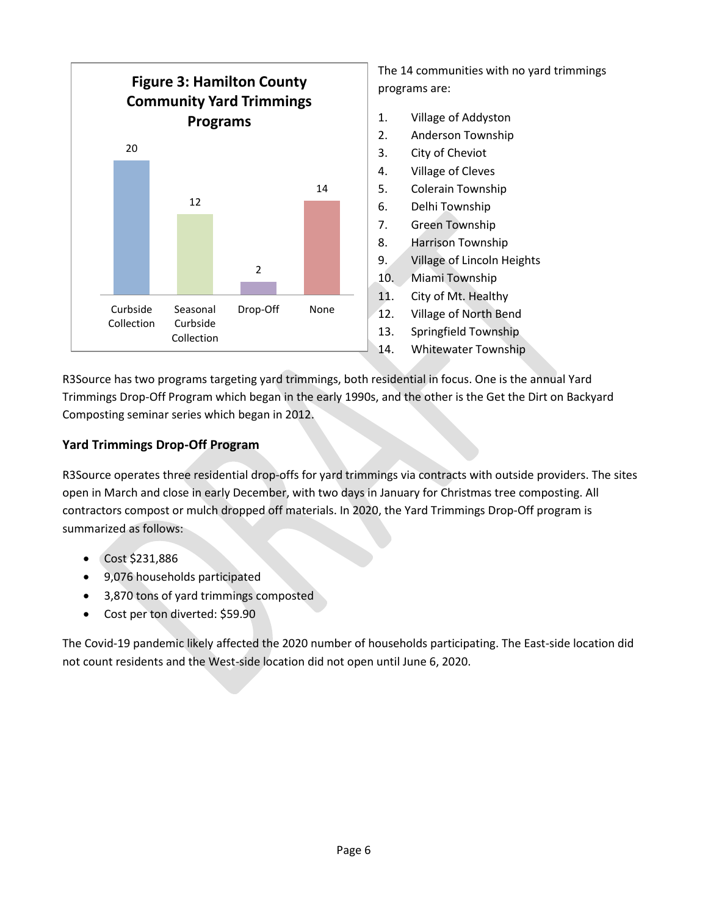**Figure 3: Hamilton County Community Yard Trimmings Programs**

| Program | Number of Communities |
| --- | --- |
| Curbside Collection | 20 |
| Seasonal Curbside Collection | 12 |
| Drop-Off | 2 |
| None | 14 |

The 14 communities with no yard trimmings programs are:

1. Village of Addyston
2. Anderson Township
3. City of Cheviot
4. Village of Cleves
5. Colerain Township
6. Delhi Township
7. Green Township
8. Harrison Township
9. Village of Lincoln Heights
10. Miami Township
11. City of Mt. Healthy
12. Village of North Bend
13. Springfield Township
14. Whitewater Township

R3Source has two programs targeting yard trimmings, both residential in focus. One is the annual Yard Trimmings Drop-Off Program which began in the early 1990s, and the other is the Get the Dirt on Backyard Composting seminar series which began in 2012.

### Yard Trimmings Drop-Off Program

R3Source operates three residential drop-offs for yard trimmings via contracts with outside providers. The sites open in March and close in early December, with two days in January for Christmas tree composting. All contractors compost or mulch dropped off materials. In 2020, the Yard Trimmings Drop-Off program is summarized as follows:

- Cost $231,886
- 9,076 households participated
- 3,870 tons of yard trimmings composted
- Cost per ton diverted: $59.90

The Covid-19 pandemic likely affected the 2020 number of households participating. The East-side location did not count residents and the West-side location did not open until June 6, 2020.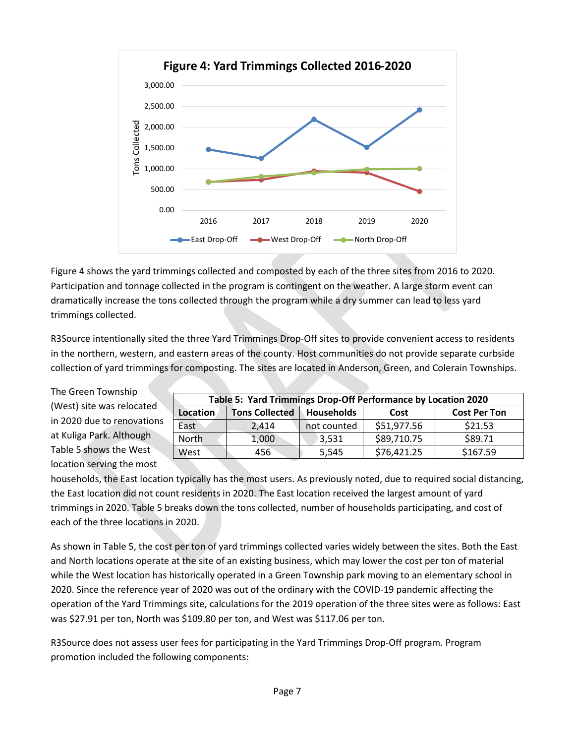**Figure 4: Yard Trimmings Collected 2016-2020**

Figure 4 shows the yard trimmings collected and composted by each of the three sites from 2016 to 2020. Participation and tonnage collected in the program is contingent on the weather. A large storm event can dramatically increase the tons collected through the program while a dry summer can lead to less yard trimmings collected.

R3Source intentionally sited the three Yard Trimmings Drop-Off sites to provide convenient access to residents in the northern, western, and eastern areas of the county. Host communities do not provide separate curbside collection of yard trimmings for composting. The sites are located in Anderson, Green, and Colerain Townships.

The Green Township (West) site was relocated in 2020 due to renovations at Kuliga Park. Although Table 5 shows the West location serving the most households, the East location typically has the most users. As previously noted, due to required social distancing, the East location did not count residents in 2020. The East location received the largest amount of yard trimmings in 2020. Table 5 breaks down the tons collected, number of households participating, and cost of each of the three locations in 2020.

**Table 5: Yard Trimmings Drop-Off Performance by Location 2020**

| Location | Tons Collected | Households | Cost | Cost Per Ton |
|---|---|---|---|---|
| East | 2,414 | not counted | $51,977.56 | $21.53 |
| North | 1,000 | 3,531 | $89,710.75 | $89.71 |
| West | 456 | 5,545 | $76,421.25 | $167.59 |

As shown in Table 5, the cost per ton of yard trimmings collected varies widely between the sites. Both the East and North locations operate at the site of an existing business, which may lower the cost per ton of material while the West location has historically operated in a Green Township park moving to an elementary school in 2020. Since the reference year of 2020 was out of the ordinary with the COVID-19 pandemic affecting the operation of the Yard Trimmings site, calculations for the 2019 operation of the three sites were as follows: East was $27.91 per ton, North was $109.80 per ton, and West was $117.06 per ton.

R3Source does not assess user fees for participating in the Yard Trimmings Drop-Off program. Program promotion included the following components: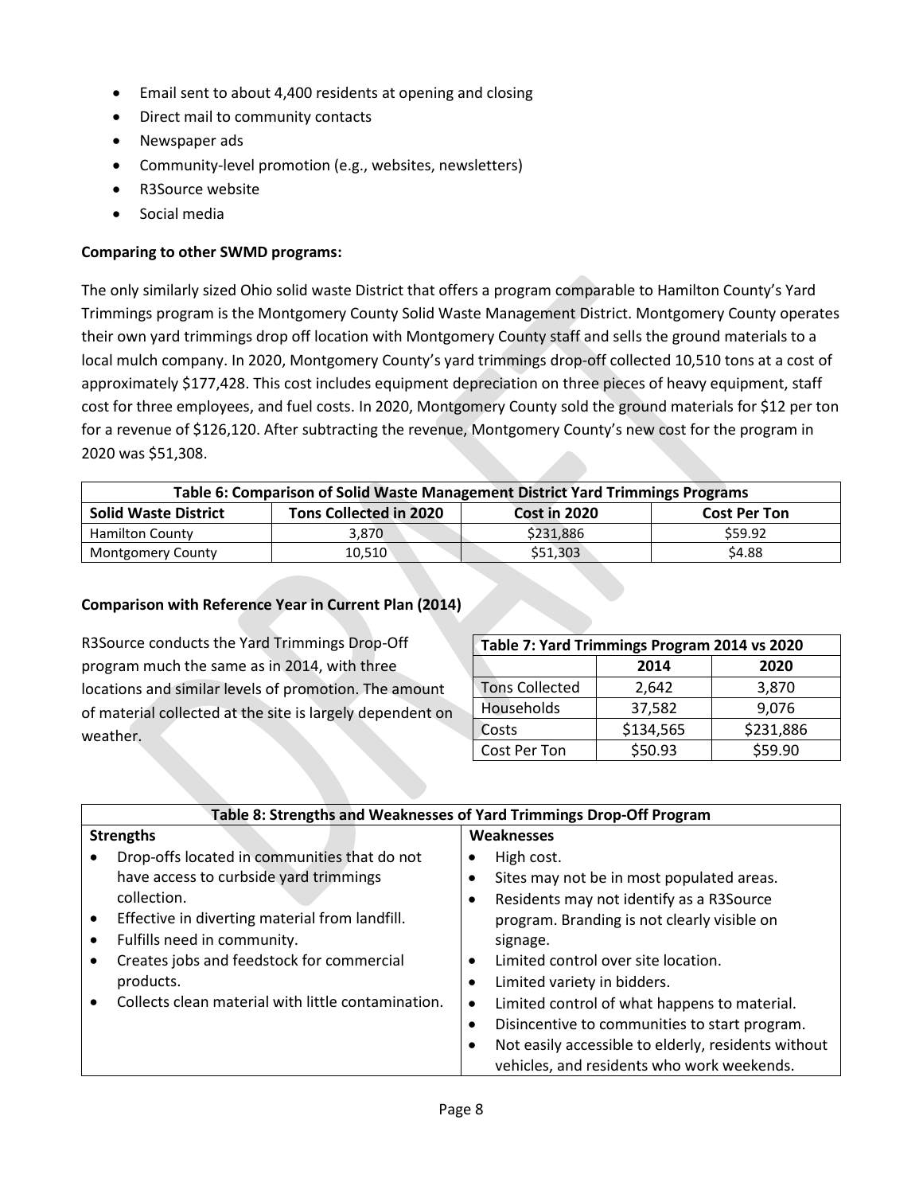- Email sent to about 4,400 residents at opening and closing
- Direct mail to community contacts
- Newspaper ads
- Community-level promotion (e.g., websites, newsletters)
- R3Source website
- Social media

**Comparing to other SWMD programs:**

The only similarly sized Ohio solid waste District that offers a program comparable to Hamilton County's Yard Trimmings program is the Montgomery County Solid Waste Management District. Montgomery County operates their own yard trimmings drop off location with Montgomery County staff and sells the ground materials to a local mulch company. In 2020, Montgomery County's yard trimmings drop-off collected 10,510 tons at a cost of approximately $177,428. This cost includes equipment depreciation on three pieces of heavy equipment, staff cost for three employees, and fuel costs. In 2020, Montgomery County sold the ground materials for $12 per ton for a revenue of $126,120. After subtracting the revenue, Montgomery County's new cost for the program in 2020 was $51,308.

| Table 6: Comparison of Solid Waste Management District Yard Trimmings Programs | | | |
|---|---|---|---|
| **Solid Waste District** | **Tons Collected in 2020** | **Cost in 2020** | **Cost Per Ton** |
| Hamilton County | 3,870 | $231,886 | $59.92 |
| Montgomery County | 10,510 | $51,303 | $4.88 |

**Comparison with Reference Year in Current Plan (2014)**

R3Source conducts the Yard Trimmings Drop-Off program much the same as in 2014, with three locations and similar levels of promotion. The amount of material collected at the site is largely dependent on weather.

| Table 7: Yard Trimmings Program 2014 vs 2020 | | |
|---|---|---|
| | **2014** | **2020** |
| Tons Collected | 2,642 | 3,870 |
| Households | 37,582 | 9,076 |
| Costs | $134,565 | $231,886 |
| Cost Per Ton | $50.93 | $59.90 |

| Table 8: Strengths and Weaknesses of Yard Trimmings Drop-Off Program | |
|---|---|
| **Strengths** | **Weaknesses** |
| • Drop-offs located in communities that do not have access to curbside yard trimmings collection.<br>• Effective in diverting material from landfill.<br>• Fulfills need in community.<br>• Creates jobs and feedstock for commercial products.<br>• Collects clean material with little contamination. | • High cost.<br>• Sites may not be in most populated areas.<br>• Residents may not identify as a R3Source program. Branding is not clearly visible on signage.<br>• Limited control over site location.<br>• Limited variety in bidders.<br>• Limited control of what happens to material.<br>• Disincentive to communities to start program.<br>• Not easily accessible to elderly, residents without vehicles, and residents who work weekends. |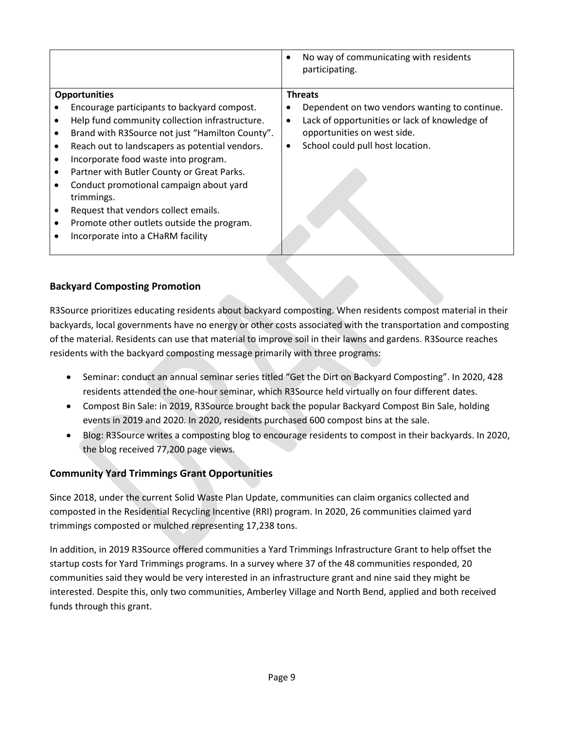| | |
|---|---|
| | • No way of communicating with residents participating. |
| **Opportunities**<br>• Encourage participants to backyard compost.<br>• Help fund community collection infrastructure.<br>• Brand with R3Source not just "Hamilton County".<br>• Reach out to landscapers as potential vendors.<br>• Incorporate food waste into program.<br>• Partner with Butler County or Great Parks.<br>• Conduct promotional campaign about yard trimmings.<br>• Request that vendors collect emails.<br>• Promote other outlets outside the program.<br>• Incorporate into a CHaRM facility | **Threats**<br>• Dependent on two vendors wanting to continue.<br>• Lack of opportunities or lack of knowledge of opportunities on west side.<br>• School could pull host location. |

## Backyard Composting Promotion

R3Source prioritizes educating residents about backyard composting. When residents compost material in their backyards, local governments have no energy or other costs associated with the transportation and composting of the material. Residents can use that material to improve soil in their lawns and gardens. R3Source reaches residents with the backyard composting message primarily with three programs:

- Seminar: conduct an annual seminar series titled "Get the Dirt on Backyard Composting". In 2020, 428 residents attended the one-hour seminar, which R3Source held virtually on four different dates.
- Compost Bin Sale: in 2019, R3Source brought back the popular Backyard Compost Bin Sale, holding events in 2019 and 2020. In 2020, residents purchased 600 compost bins at the sale.
- Blog: R3Source writes a composting blog to encourage residents to compost in their backyards. In 2020, the blog received 77,200 page views.

## Community Yard Trimmings Grant Opportunities

Since 2018, under the current Solid Waste Plan Update, communities can claim organics collected and composted in the Residential Recycling Incentive (RRI) program. In 2020, 26 communities claimed yard trimmings composted or mulched representing 17,238 tons.

In addition, in 2019 R3Source offered communities a Yard Trimmings Infrastructure Grant to help offset the startup costs for Yard Trimmings programs. In a survey where 37 of the 48 communities responded, 20 communities said they would be very interested in an infrastructure grant and nine said they might be interested. Despite this, only two communities, Amberley Village and North Bend, applied and both received funds through this grant.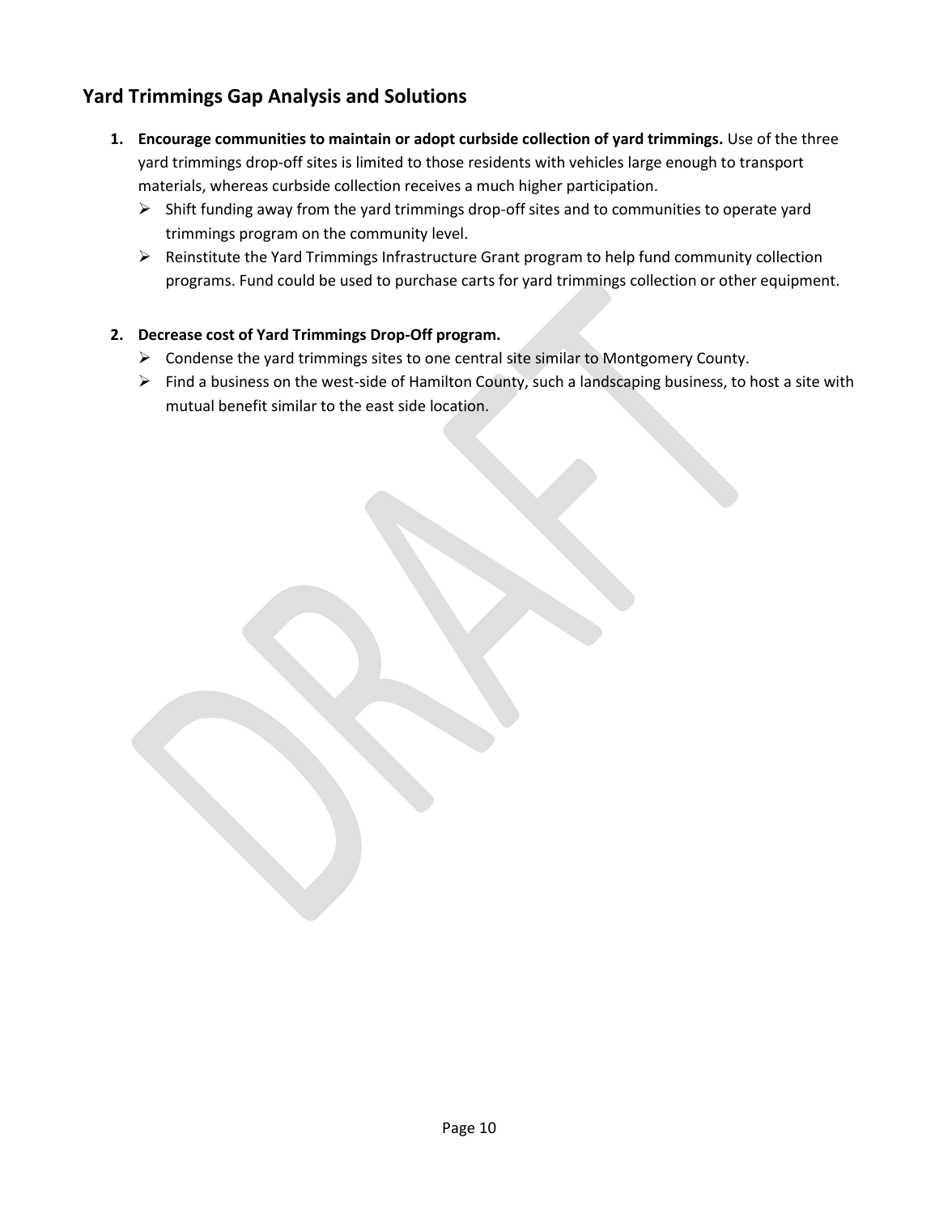## Yard Trimmings Gap Analysis and Solutions

1. **Encourage communities to maintain or adopt curbside collection of yard trimmings.** Use of the three yard trimmings drop-off sites is limited to those residents with vehicles large enough to transport materials, whereas curbside collection receives a much higher participation.
   - Shift funding away from the yard trimmings drop-off sites and to communities to operate yard trimmings program on the community level.
   - Reinstitute the Yard Trimmings Infrastructure Grant program to help fund community collection programs. Fund could be used to purchase carts for yard trimmings collection or other equipment.

2. **Decrease cost of Yard Trimmings Drop-Off program.**
   - Condense the yard trimmings sites to one central site similar to Montgomery County.
   - Find a business on the west-side of Hamilton County, such a landscaping business, to host a site with mutual benefit similar to the east side location.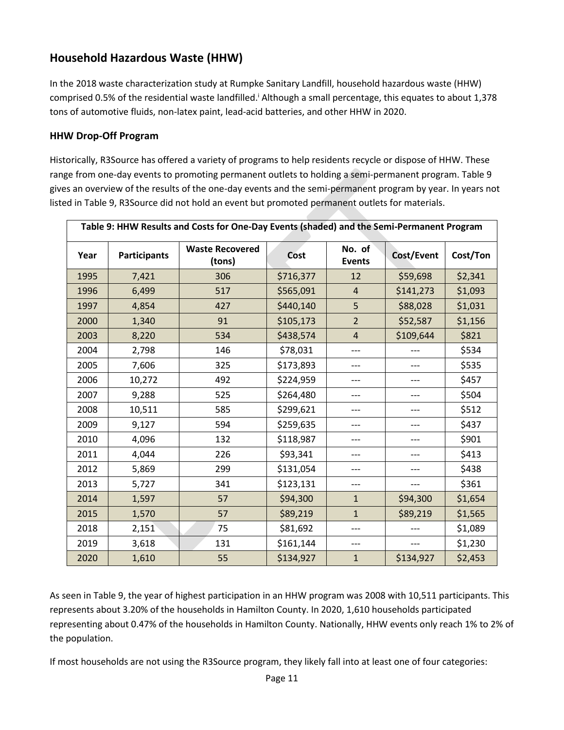## Household Hazardous Waste (HHW)

In the 2018 waste characterization study at Rumpke Sanitary Landfill, household hazardous waste (HHW) comprised 0.5% of the residential waste landfilled.[i] Although a small percentage, this equates to about 1,378 tons of automotive fluids, non-latex paint, lead-acid batteries, and other HHW in 2020.

### HHW Drop-Off Program

Historically, R3Source has offered a variety of programs to help residents recycle or dispose of HHW. These range from one-day events to promoting permanent outlets to holding a semi-permanent program. Table 9 gives an overview of the results of the one-day events and the semi-permanent program by year. In years not listed in Table 9, R3Source did not hold an event but promoted permanent outlets for materials.

**Table 9: HHW Results and Costs for One-Day Events (shaded) and the Semi-Permanent Program**

| Year | Participants | Waste Recovered (tons) | Cost | No. of Events | Cost/Event | Cost/Ton |
|---|---|---|---|---|---|---|
| 1995 | 7,421 | 306 | $716,377 | 12 | $59,698 | $2,341 |
| 1996 | 6,499 | 517 | $565,091 | 4 | $141,273 | $1,093 |
| 1997 | 4,854 | 427 | $440,140 | 5 | $88,028 | $1,031 |
| 2000 | 1,340 | 91 | $105,173 | 2 | $52,587 | $1,156 |
| 2003 | 8,220 | 534 | $438,574 | 4 | $109,644 | $821 |
| 2004 | 2,798 | 146 | $78,031 | --- | --- | $534 |
| 2005 | 7,606 | 325 | $173,893 | --- | --- | $535 |
| 2006 | 10,272 | 492 | $224,959 | --- | --- | $457 |
| 2007 | 9,288 | 525 | $264,480 | --- | --- | $504 |
| 2008 | 10,511 | 585 | $299,621 | --- | --- | $512 |
| 2009 | 9,127 | 594 | $259,635 | --- | --- | $437 |
| 2010 | 4,096 | 132 | $118,987 | --- | --- | $901 |
| 2011 | 4,044 | 226 | $93,341 | --- | --- | $413 |
| 2012 | 5,869 | 299 | $131,054 | --- | --- | $438 |
| 2013 | 5,727 | 341 | $123,131 | --- | --- | $361 |
| 2014 | 1,597 | 57 | $94,300 | 1 | $94,300 | $1,654 |
| 2015 | 1,570 | 57 | $89,219 | 1 | $89,219 | $1,565 |
| 2018 | 2,151 | 75 | $81,692 | --- | --- | $1,089 |
| 2019 | 3,618 | 131 | $161,144 | --- | --- | $1,230 |
| 2020 | 1,610 | 55 | $134,927 | 1 | $134,927 | $2,453 |

As seen in Table 9, the year of highest participation in an HHW program was 2008 with 10,511 participants. This represents about 3.20% of the households in Hamilton County. In 2020, 1,610 households participated representing about 0.47% of the households in Hamilton County. Nationally, HHW events only reach 1% to 2% of the population.

If most households are not using the R3Source program, they likely fall into at least one of four categories: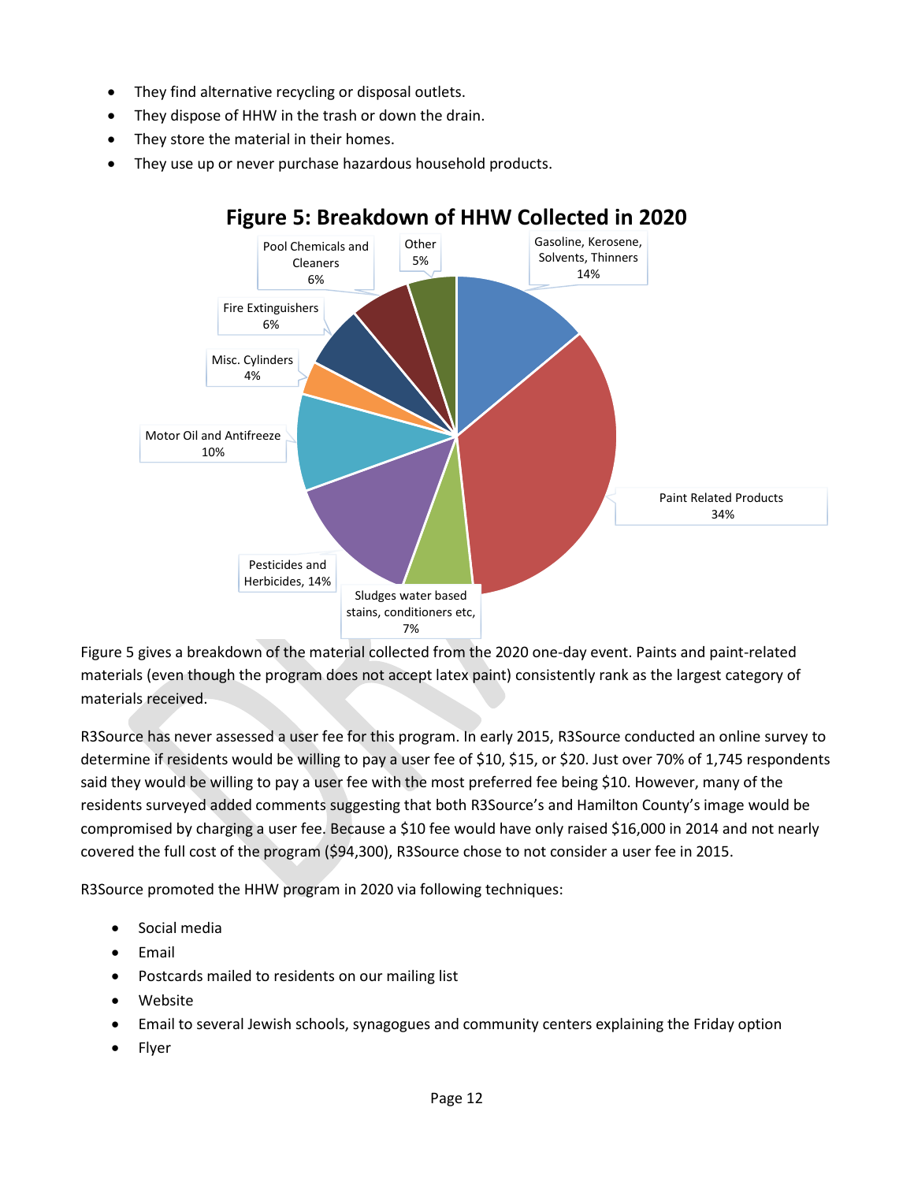- They find alternative recycling or disposal outlets.
- They dispose of HHW in the trash or down the drain.
- They store the material in their homes.
- They use up or never purchase hazardous household products.

**Figure 5: Breakdown of HHW Collected in 2020**

| Category | Percentage |
|---|---|
| Gasoline, Kerosene, Solvents, Thinners | 14% |
| Paint Related Products | 34% |
| Sludges water based stains, conditioners etc, | 7% |
| Pesticides and Herbicides | 14% |
| Motor Oil and Antifreeze | 10% |
| Misc. Cylinders | 4% |
| Fire Extinguishers | 6% |
| Pool Chemicals and Cleaners | 6% |
| Other | 5% |

Figure 5 gives a breakdown of the material collected from the 2020 one-day event. Paints and paint-related materials (even though the program does not accept latex paint) consistently rank as the largest category of materials received.

R3Source has never assessed a user fee for this program. In early 2015, R3Source conducted an online survey to determine if residents would be willing to pay a user fee of $10, $15, or $20. Just over 70% of 1,745 respondents said they would be willing to pay a user fee with the most preferred fee being $10. However, many of the residents surveyed added comments suggesting that both R3Source's and Hamilton County's image would be compromised by charging a user fee. Because a $10 fee would have only raised $16,000 in 2014 and not nearly covered the full cost of the program ($94,300), R3Source chose to not consider a user fee in 2015.

R3Source promoted the HHW program in 2020 via following techniques:

- Social media
- Email
- Postcards mailed to residents on our mailing list
- Website
- Email to several Jewish schools, synagogues and community centers explaining the Friday option
- Flyer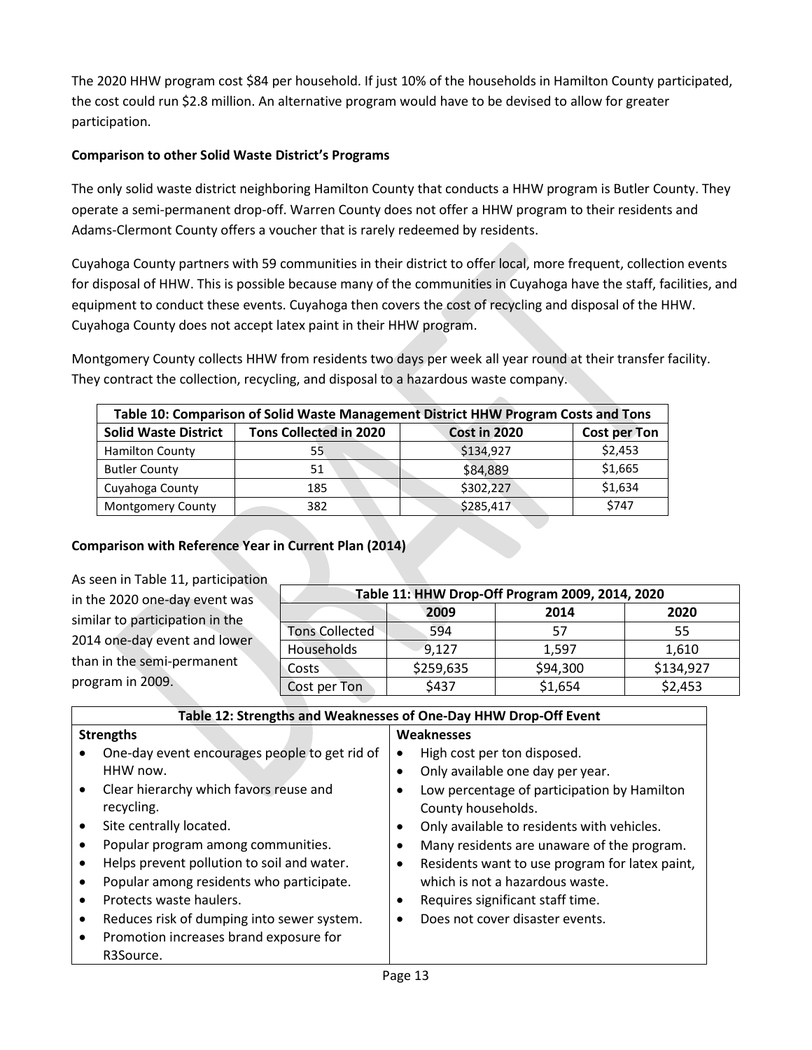The 2020 HHW program cost $84 per household. If just 10% of the households in Hamilton County participated, the cost could run $2.8 million. An alternative program would have to be devised to allow for greater participation.

**Comparison to other Solid Waste District's Programs**

The only solid waste district neighboring Hamilton County that conducts a HHW program is Butler County. They operate a semi-permanent drop-off. Warren County does not offer a HHW program to their residents and Adams-Clermont County offers a voucher that is rarely redeemed by residents.

Cuyahoga County partners with 59 communities in their district to offer local, more frequent, collection events for disposal of HHW. This is possible because many of the communities in Cuyahoga have the staff, facilities, and equipment to conduct these events. Cuyahoga then covers the cost of recycling and disposal of the HHW. Cuyahoga County does not accept latex paint in their HHW program.

Montgomery County collects HHW from residents two days per week all year round at their transfer facility. They contract the collection, recycling, and disposal to a hazardous waste company.

| Table 10: Comparison of Solid Waste Management District HHW Program Costs and Tons | | | |
|---|---|---|---|
| **Solid Waste District** | **Tons Collected in 2020** | **Cost in 2020** | **Cost per Ton** |
| Hamilton County | 55 | $134,927 | $2,453 |
| Butler County | 51 | $84,889 | $1,665 |
| Cuyahoga County | 185 | $302,227 | $1,634 |
| Montgomery County | 382 | $285,417 | $747 |

**Comparison with Reference Year in Current Plan (2014)**

As seen in Table 11, participation in the 2020 one-day event was similar to participation in the 2014 one-day event and lower than in the semi-permanent program in 2009.

| Table 11: HHW Drop-Off Program 2009, 2014, 2020 | | | |
|---|---|---|---|
| | **2009** | **2014** | **2020** |
| Tons Collected | 594 | 57 | 55 |
| Households | 9,127 | 1,597 | 1,610 |
| Costs | $259,635 | $94,300 | $134,927 |
| Cost per Ton | $437 | $1,654 | $2,453 |

**Table 12: Strengths and Weaknesses of One-Day HHW Drop-Off Event**

**Strengths**
- One-day event encourages people to get rid of HHW now.
- Clear hierarchy which favors reuse and recycling.
- Site centrally located.
- Popular program among communities.
- Helps prevent pollution to soil and water.
- Popular among residents who participate.
- Protects waste haulers.
- Reduces risk of dumping into sewer system.
- Promotion increases brand exposure for R3Source.

**Weaknesses**
- High cost per ton disposed.
- Only available one day per year.
- Low percentage of participation by Hamilton County households.
- Only available to residents with vehicles.
- Many residents are unaware of the program.
- Residents want to use program for latex paint, which is not a hazardous waste.
- Requires significant staff time.
- Does not cover disaster events.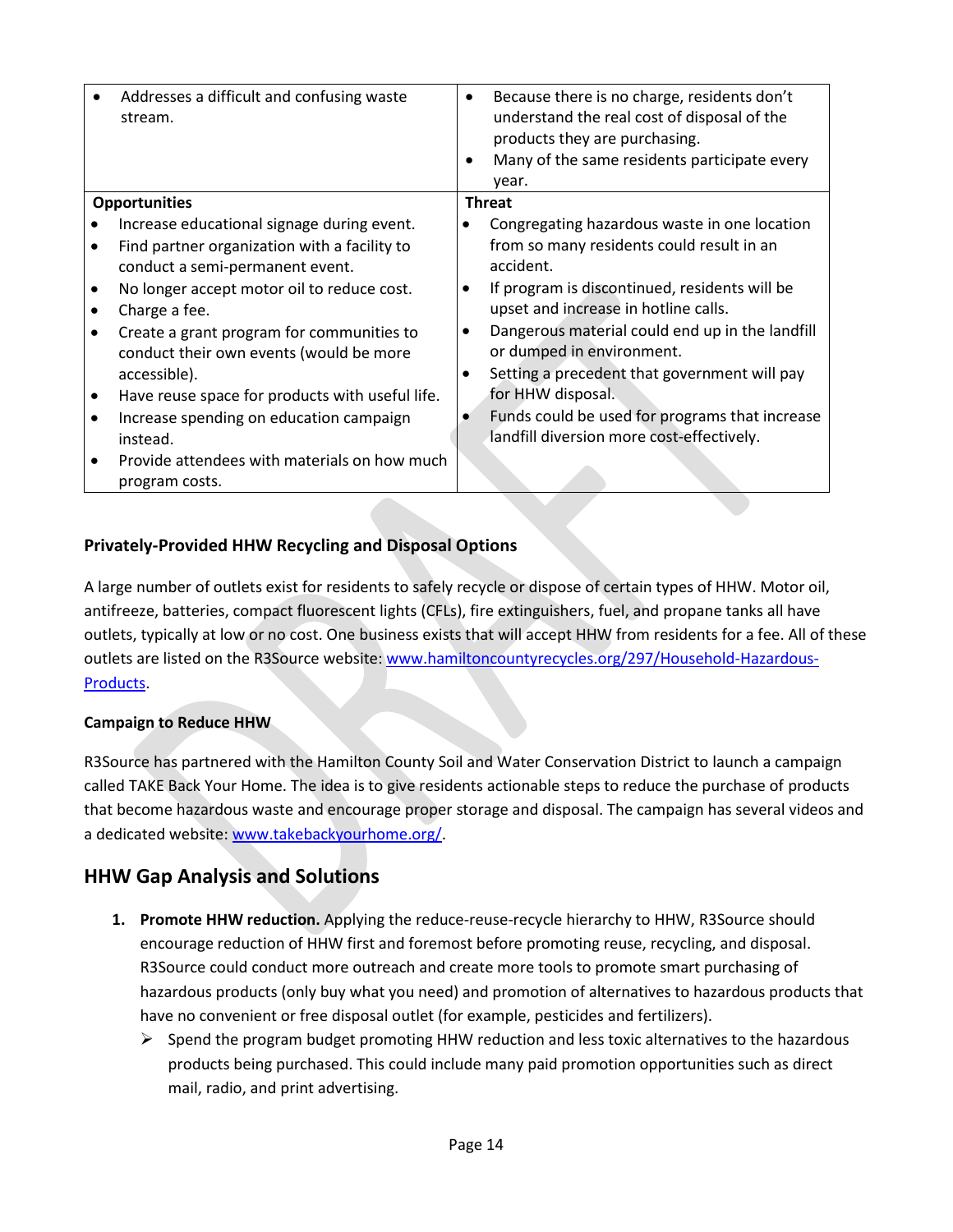| | |
|---|---|
| • Addresses a difficult and confusing waste stream. | • Because there is no charge, residents don't understand the real cost of disposal of the products they are purchasing.<br>• Many of the same residents participate every year. |
| **Opportunities**<br>• Increase educational signage during event.<br>• Find partner organization with a facility to conduct a semi-permanent event.<br>• No longer accept motor oil to reduce cost.<br>• Charge a fee.<br>• Create a grant program for communities to conduct their own events (would be more accessible).<br>• Have reuse space for products with useful life.<br>• Increase spending on education campaign instead.<br>• Provide attendees with materials on how much program costs. | **Threat**<br>• Congregating hazardous waste in one location from so many residents could result in an accident.<br>• If program is discontinued, residents will be upset and increase in hotline calls.<br>• Dangerous material could end up in the landfill or dumped in environment.<br>• Setting a precedent that government will pay for HHW disposal.<br>• Funds could be used for programs that increase landfill diversion more cost-effectively. |

### Privately-Provided HHW Recycling and Disposal Options

A large number of outlets exist for residents to safely recycle or dispose of certain types of HHW. Motor oil, antifreeze, batteries, compact fluorescent lights (CFLs), fire extinguishers, fuel, and propane tanks all have outlets, typically at low or no cost. One business exists that will accept HHW from residents for a fee. All of these outlets are listed on the R3Source website: [www.hamiltoncountyrecycles.org/297/Household-Hazardous-Products](www.hamiltoncountyrecycles.org/297/Household-Hazardous-Products).

#### Campaign to Reduce HHW

R3Source has partnered with the Hamilton County Soil and Water Conservation District to launch a campaign called TAKE Back Your Home. The idea is to give residents actionable steps to reduce the purchase of products that become hazardous waste and encourage proper storage and disposal. The campaign has several videos and a dedicated website: [www.takebackyourhome.org/](www.takebackyourhome.org/).

## HHW Gap Analysis and Solutions

1. **Promote HHW reduction.** Applying the reduce-reuse-recycle hierarchy to HHW, R3Source should encourage reduction of HHW first and foremost before promoting reuse, recycling, and disposal. R3Source could conduct more outreach and create more tools to promote smart purchasing of hazardous products (only buy what you need) and promotion of alternatives to hazardous products that have no convenient or free disposal outlet (for example, pesticides and fertilizers).
   - Spend the program budget promoting HHW reduction and less toxic alternatives to the hazardous products being purchased. This could include many paid promotion opportunities such as direct mail, radio, and print advertising.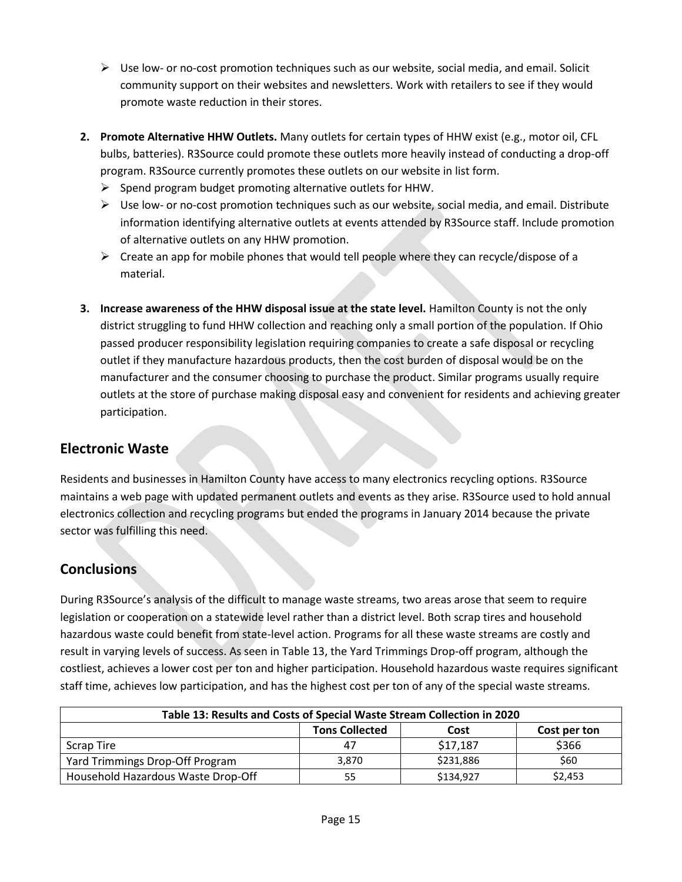- Use low- or no-cost promotion techniques such as our website, social media, and email. Solicit community support on their websites and newsletters. Work with retailers to see if they would promote waste reduction in their stores.

2. **Promote Alternative HHW Outlets.** Many outlets for certain types of HHW exist (e.g., motor oil, CFL bulbs, batteries). R3Source could promote these outlets more heavily instead of conducting a drop-off program. R3Source currently promotes these outlets on our website in list form.
   - Spend program budget promoting alternative outlets for HHW.
   - Use low- or no-cost promotion techniques such as our website, social media, and email. Distribute information identifying alternative outlets at events attended by R3Source staff. Include promotion of alternative outlets on any HHW promotion.
   - Create an app for mobile phones that would tell people where they can recycle/dispose of a material.

3. **Increase awareness of the HHW disposal issue at the state level.** Hamilton County is not the only district struggling to fund HHW collection and reaching only a small portion of the population. If Ohio passed producer responsibility legislation requiring companies to create a safe disposal or recycling outlet if they manufacture hazardous products, then the cost burden of disposal would be on the manufacturer and the consumer choosing to purchase the product. Similar programs usually require outlets at the store of purchase making disposal easy and convenient for residents and achieving greater participation.

## Electronic Waste

Residents and businesses in Hamilton County have access to many electronics recycling options. R3Source maintains a web page with updated permanent outlets and events as they arise. R3Source used to hold annual electronics collection and recycling programs but ended the programs in January 2014 because the private sector was fulfilling this need.

## Conclusions

During R3Source's analysis of the difficult to manage waste streams, two areas arose that seem to require legislation or cooperation on a statewide level rather than a district level. Both scrap tires and household hazardous waste could benefit from state-level action. Programs for all these waste streams are costly and result in varying levels of success. As seen in Table 13, the Yard Trimmings Drop-off program, although the costliest, achieves a lower cost per ton and higher participation. Household hazardous waste requires significant staff time, achieves low participation, and has the highest cost per ton of any of the special waste streams.

**Table 13: Results and Costs of Special Waste Stream Collection in 2020**

| | Tons Collected | Cost | Cost per ton |
|---|---|---|---|
| Scrap Tire | 47 | $17,187 | $366 |
| Yard Trimmings Drop-Off Program | 3,870 | $231,886 | $60 |
| Household Hazardous Waste Drop-Off | 55 | $134,927 | $2,453 |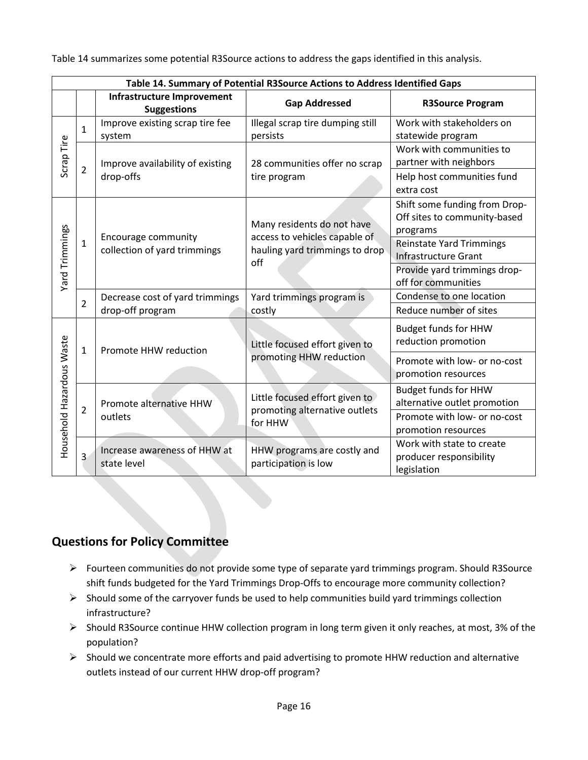Table 14 summarizes some potential R3Source actions to address the gaps identified in this analysis.

| Table 14. Summary of Potential R3Source Actions to Address Identified Gaps | | | | |
|---|---|---|---|---|
| | | **Infrastructure Improvement Suggestions** | **Gap Addressed** | **R3Source Program** |
| Scrap Tire | 1 | Improve existing scrap tire fee system | Illegal scrap tire dumping still persists | Work with stakeholders on statewide program |
| | 2 | Improve availability of existing drop-offs | 28 communities offer no scrap tire program | Work with communities to partner with neighbors |
| | | | | Help host communities fund extra cost |
| Yard Trimmings | 1 | Encourage community collection of yard trimmings | Many residents do not have access to vehicles capable of hauling yard trimmings to drop off | Shift some funding from Drop-Off sites to community-based programs |
| | | | | Reinstate Yard Trimmings Infrastructure Grant |
| | | | | Provide yard trimmings drop-off for communities |
| | 2 | Decrease cost of yard trimmings drop-off program | Yard trimmings program is costly | Condense to one location |
| | | | | Reduce number of sites |
| Household Hazardous Waste | 1 | Promote HHW reduction | Little focused effort given to promoting HHW reduction | Budget funds for HHW reduction promotion |
| | | | | Promote with low- or no-cost promotion resources |
| | 2 | Promote alternative HHW outlets | Little focused effort given to promoting alternative outlets for HHW | Budget funds for HHW alternative outlet promotion |
| | | | | Promote with low- or no-cost promotion resources |
| | 3 | Increase awareness of HHW at state level | HHW programs are costly and participation is low | Work with state to create producer responsibility legislation |

## Questions for Policy Committee

- Fourteen communities do not provide some type of separate yard trimmings program. Should R3Source shift funds budgeted for the Yard Trimmings Drop-Offs to encourage more community collection?
- Should some of the carryover funds be used to help communities build yard trimmings collection infrastructure?
- Should R3Source continue HHW collection program in long term given it only reaches, at most, 3% of the population?
- Should we concentrate more efforts and paid advertising to promote HHW reduction and alternative outlets instead of our current HHW drop-off program?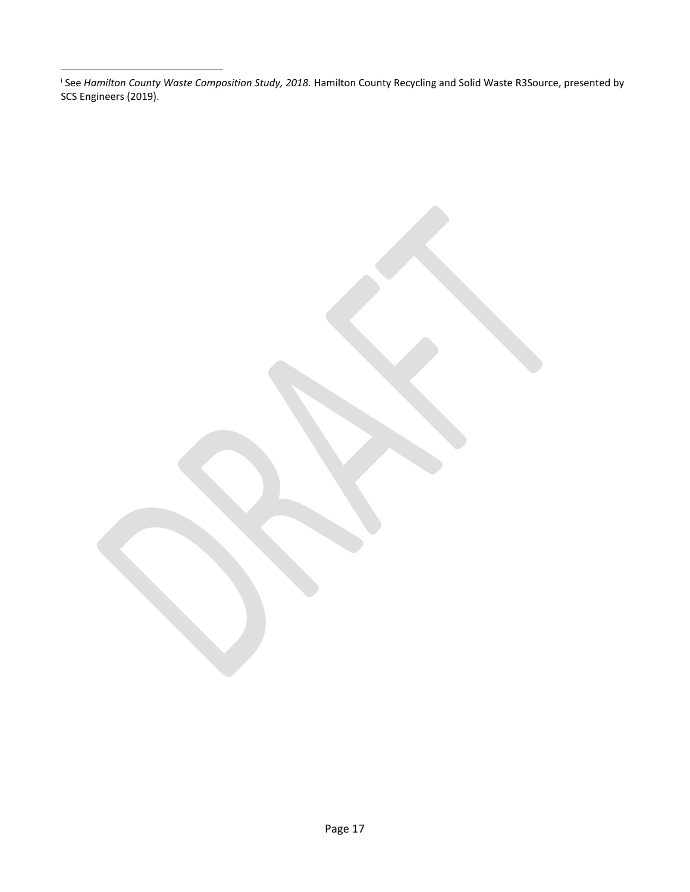[i] See *Hamilton County Waste Composition Study, 2018.* Hamilton County Recycling and Solid Waste R3Source, presented by SCS Engineers (2019).